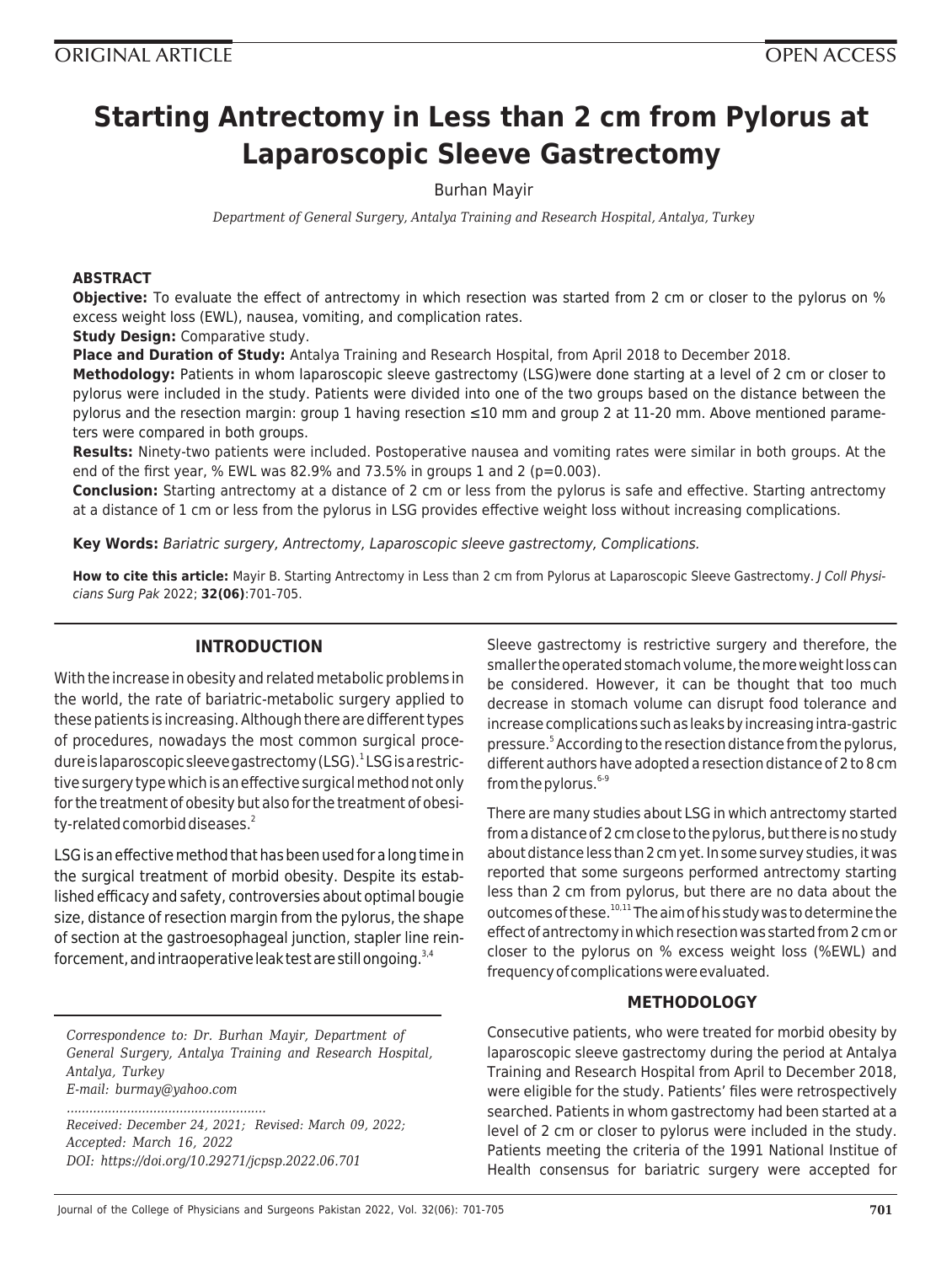ORIGINAL ARTICLE

OPEN ACCESS

# Starting Antrectomy in Less than 2 cm from Pylorus at Laparoscopic Sleeve Gastrectomy

Burhan Mayir

*Department of General Surgery, Antalya Training and Research Hospital, Antalya, Turkey*

## ABSTRACT

**Objective:** To evaluate the effect of antrectomy in which resection was started from 2 cm or closer to the pylorus on % excess weight loss (EWL), nausea, vomiting, and complication rates.

**Study Design:** Comparative study.

**Place and Duration of Study:** Antalya Training and Research Hospital, from April 2018 to December 2018.

**Methodology:** Patients in whom laparoscopic sleeve gastrectomy (LSG)were done starting at a level of 2 cm or closer to pylorus were included in the study. Patients were divided into one of the two groups based on the distance between the pylorus and the resection margin: group 1 having resection ≤10 mm and group 2 at 11-20 mm. Above mentioned parameters were compared in both groups.

**Results:** Ninety-two patients were included. Postoperative nausea and vomiting rates were similar in both groups. At the end of the first year, % EWL was 82.9% and 73.5% in groups 1 and 2 ($p=0.003$).

**Conclusion:** Starting antrectomy at a distance of 2 cm or less from the pylorus is safe and effective. Starting antrectomy at a distance of 1 cm or less from the pylorus in LSG provides effective weight loss without increasing complications.

**Key Words:** *Bariatric surgery, Antrectomy, Laparoscopic sleeve gastrectomy, Complications.*

**How to cite this article:** Mayir B. Starting Antrectomy in Less than 2 cm from Pylorus at Laparoscopic Sleeve Gastrectomy. *J Coll Physicians Surg Pak* 2022; **32(06)**:701-705.

## INTRODUCTION

With the increase in obesity and related metabolic problems in the world, the rate of bariatric-metabolic surgery applied to these patients is increasing. Although there are different types of procedures, nowadays the most common surgical procedure is laparoscopic sleeve gastrectomy (LSG).[1] LSG is a restrictive surgery type which is an effective surgical method not only for the treatment of obesity but also for the treatment of obesity-related comorbid diseases.[2]

LSG is an effective method that has been used for a long time in the surgical treatment of morbid obesity. Despite its established efficacy and safety, controversies about optimal bougie size, distance of resection margin from the pylorus, the shape of section at the gastroesophageal junction, stapler line reinforcement, and intraoperative leak test are still ongoing.[3,4]

Sleeve gastrectomy is restrictive surgery and therefore, the smaller the operated stomach volume, the more weight loss can be considered. However, it can be thought that too much decrease in stomach volume can disrupt food tolerance and increase complications such as leaks by increasing intra-gastric pressure.[5] According to the resection distance from the pylorus, different authors have adopted a resection distance of 2 to 8 cm from the pylorus.[6-9]

There are many studies about LSG in which antrectomy started from a distance of 2 cm close to the pylorus, but there is no study about distance less than 2 cm yet. In some survey studies, it was reported that some surgeons performed antrectomy starting less than 2 cm from pylorus, but there are no data about the outcomes of these.[10,11] The aim of his study was to determine the effect of antrectomy in which resection was started from 2 cm or closer to the pylorus on % excess weight loss (%EWL) and frequency of complications were evaluated.

## METHODOLOGY

Consecutive patients, who were treated for morbid obesity by laparoscopic sleeve gastrectomy during the period at Antalya Training and Research Hospital from April to December 2018, were eligible for the study. Patients' files were retrospectively searched. Patients in whom gastrectomy had been started at a level of 2 cm or closer to pylorus were included in the study. Patients meeting the criteria of the 1991 National Institue of Health consensus for bariatric surgery were accepted for

*Correspondence to: Dr. Burhan Mayir, Department of General Surgery, Antalya Training and Research Hospital, Antalya, Turkey*
*E-mail: burmay@yahoo.com*

*Received: December 24, 2021; Revised: March 09, 2022; Accepted: March 16, 2022*
*DOI: https://doi.org/10.29271/jcpsp.2022.06.701*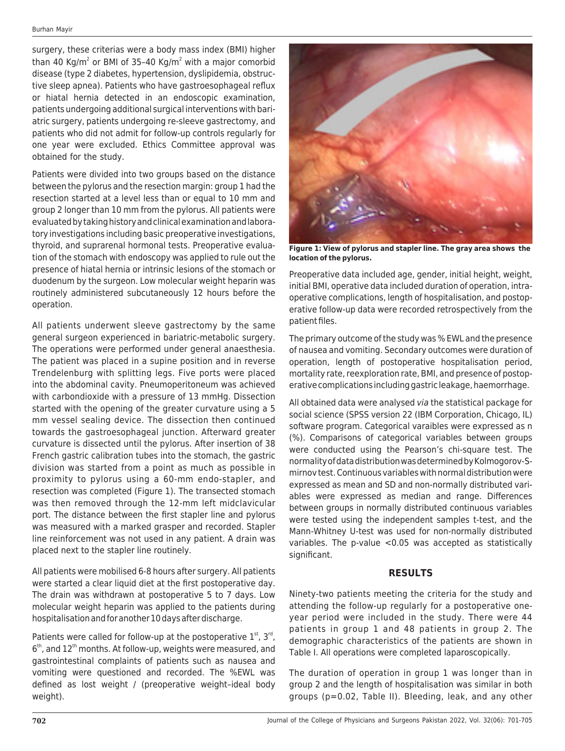surgery, these criterias were a body mass index (BMI) higher than 40 Kg/m$^2$ or BMI of 35–40 Kg/m$^2$ with a major comorbid disease (type 2 diabetes, hypertension, dyslipidemia, obstructive sleep apnea). Patients who have gastroesophageal reflux or hiatal hernia detected in an endoscopic examination, patients undergoing additional surgical interventions with bariatric surgery, patients undergoing re-sleeve gastrectomy, and patients who did not admit for follow-up controls regularly for one year were excluded. Ethics Committee approval was obtained for the study.

Patients were divided into two groups based on the distance between the pylorus and the resection margin: group 1 had the resection started at a level less than or equal to 10 mm and group 2 longer than 10 mm from the pylorus. All patients were evaluated by taking history and clinical examination and laboratory investigations including basic preoperative investigations, thyroid, and suprarenal hormonal tests. Preoperative evaluation of the stomach with endoscopy was applied to rule out the presence of hiatal hernia or intrinsic lesions of the stomach or duodenum by the surgeon. Low molecular weight heparin was routinely administered subcutaneously 12 hours before the operation.

All patients underwent sleeve gastrectomy by the same general surgeon experienced in bariatric-metabolic surgery. The operations were performed under general anaesthesia. The patient was placed in a supine position and in reverse Trendelenburg with splitting legs. Five ports were placed into the abdominal cavity. Pneumoperitoneum was achieved with carbondioxide with a pressure of 13 mmHg. Dissection started with the opening of the greater curvature using a 5 mm vessel sealing device. The dissection then continued towards the gastroesophageal junction. Afterward greater curvature is dissected until the pylorus. After insertion of 38 French gastric calibration tubes into the stomach, the gastric division was started from a point as much as possible in proximity to pylorus using a 60-mm endo-stapler, and resection was completed (Figure 1). The transected stomach was then removed through the 12-mm left midclavicular port. The distance between the first stapler line and pylorus was measured with a marked grasper and recorded. Stapler line reinforcement was not used in any patient. A drain was placed next to the stapler line routinely.

All patients were mobilised 6-8 hours after surgery. All patients were started a clear liquid diet at the first postoperative day. The drain was withdrawn at postoperative 5 to 7 days. Low molecular weight heparin was applied to the patients during hospitalisation and for another 10 days after discharge.

Patients were called for follow-up at the postoperative 1st, 3rd, 6th, and 12th months. At follow-up, weights were measured, and gastrointestinal complaints of patients such as nausea and vomiting were questioned and recorded. The %EWL was defined as lost weight / (preoperative weight–ideal body weight).

**Figure 1: View of pylorus and stapler line. The gray area shows the location of the pylorus.**

Preoperative data included age, gender, initial height, weight, initial BMI, operative data included duration of operation, intraoperative complications, length of hospitalisation, and postoperative follow-up data were recorded retrospectively from the patient files.

The primary outcome of the study was % EWL and the presence of nausea and vomiting. Secondary outcomes were duration of operation, length of postoperative hospitalisation period, mortality rate, reexploration rate, BMI, and presence of postoperative complications including gastric leakage, haemorrhage.

All obtained data were analysed *via* the statistical package for social science (SPSS version 22 (IBM Corporation, Chicago, IL) software program. Categorical varaibles were expressed as n (%). Comparisons of categorical variables between groups were conducted using the Pearson's chi-square test. The normality of data distribution was determined by Kolmogorov-Smirnov test. Continuous variables with normal distribution were expressed as mean and SD and non-normally distributed variables were expressed as median and range. Differences between groups in normally distributed continuous variables were tested using the independent samples t-test, and the Mann-Whitney U-test was used for non-normally distributed variables. The p-value <0.05 was accepted as statistically significant.

## RESULTS

Ninety-two patients meeting the criteria for the study and attending the follow-up regularly for a postoperative one-year period were included in the study. There were 44 patients in group 1 and 48 patients in group 2. The demographic characteristics of the patients are shown in Table I. All operations were completed laparoscopically.

The duration of operation in group 1 was longer than in group 2 and the length of hospitalisation was similar in both groups (p=0.02, Table II). Bleeding, leak, and any other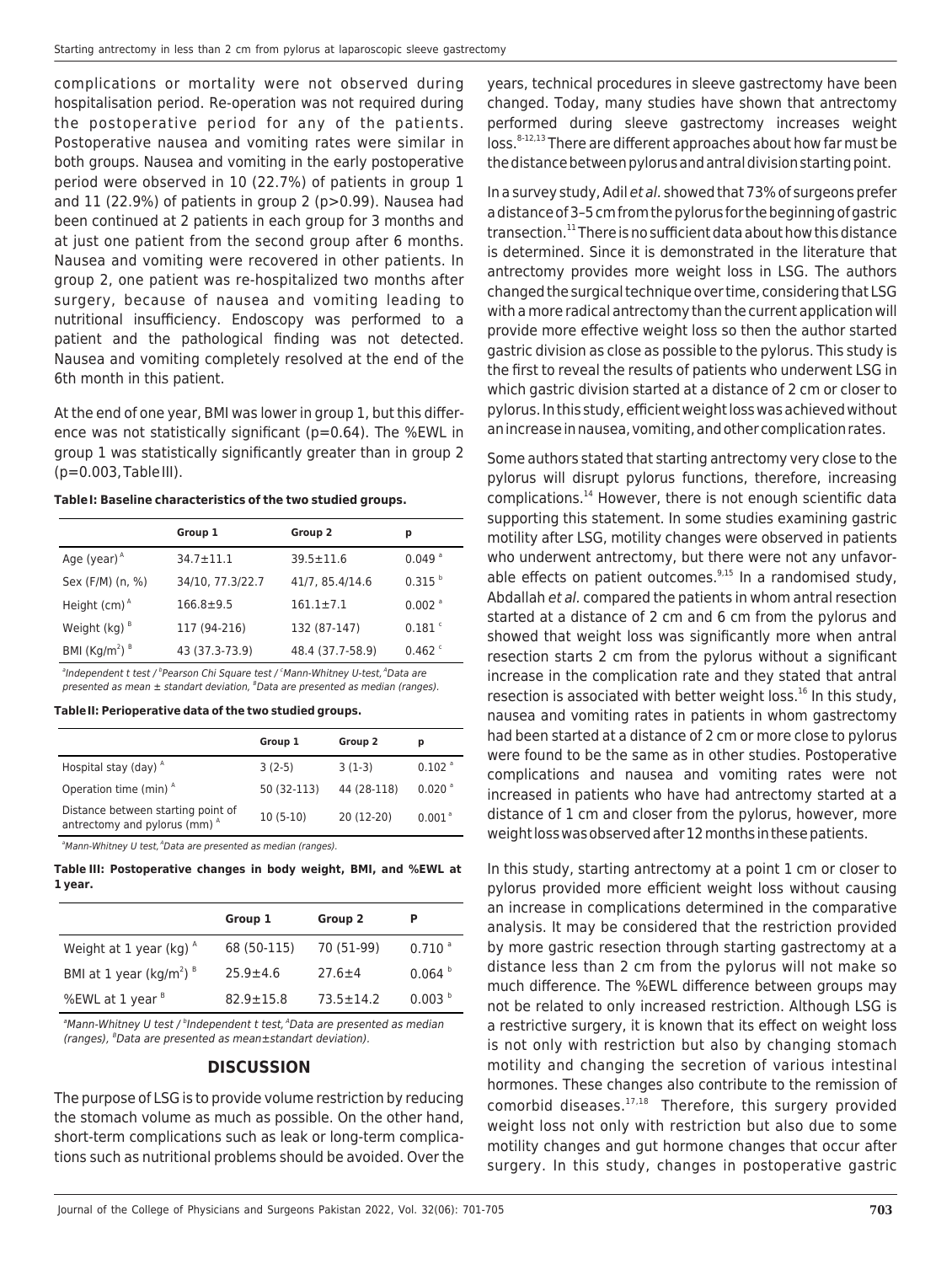complications or mortality were not observed during hospitalisation period. Re-operation was not required during the postoperative period for any of the patients. Postoperative nausea and vomiting rates were similar in both groups. Nausea and vomiting in the early postoperative period were observed in 10 (22.7%) of patients in group 1 and 11 (22.9%) of patients in group 2 (p>0.99). Nausea had been continued at 2 patients in each group for 3 months and at just one patient from the second group after 6 months. Nausea and vomiting were recovered in other patients. In group 2, one patient was re-hospitalized two months after surgery, because of nausea and vomiting leading to nutritional insufficiency. Endoscopy was performed to a patient and the pathological finding was not detected. Nausea and vomiting completely resolved at the end of the 6th month in this patient.

At the end of one year, BMI was lower in group 1, but this difference was not statistically significant (p=0.64). The %EWL in group 1 was statistically significantly greater than in group 2 (p=0.003, Table III).

**Table I: Baseline characteristics of the two studied groups.**

| | Group 1 | Group 2 | p |
|---|---|---|---|
| Age (year) [A] | 34.7±11.1 | 39.5±11.6 | 0.049 [a] |
| Sex (F/M) (n, %) | 34/10, 77.3/22.7 | 41/7, 85.4/14.6 | 0.315 [b] |
| Height (cm) [A] | 166.8±9.5 | 161.1±7.1 | 0.002 [a] |
| Weight (kg) [B] | 117 (94-216) | 132 (87-147) | 0.181 [c] |
| BMI (Kg/m$^2$) [B] | 43 (37.3-73.9) | 48.4 (37.7-58.9) | 0.462 [c] |

*[a]Independent t test / [b]Pearson Chi Square test / [c]Mann-Whitney U-test, [A]Data are presented as mean ± standart deviation, [B]Data are presented as median (ranges).*

**Table II: Perioperative data of the two studied groups.**

| | Group 1 | Group 2 | p |
|---|---|---|---|
| Hospital stay (day) [A] | 3 (2-5) | 3 (1-3) | 0.102 [a] |
| Operation time (min) [A] | 50 (32-113) | 44 (28-118) | 0.020 [a] |
| Distance between starting point of antrectomy and pylorus (mm) [A] | 10 (5-10) | 20 (12-20) | 0.001 [a] |

*[a]Mann-Whitney U test, [A]Data are presented as median (ranges).*

**Table III: Postoperative changes in body weight, BMI, and %EWL at 1 year.**

| | Group 1 | Group 2 | P |
|---|---|---|---|
| Weight at 1 year (kg) [A] | 68 (50-115) | 70 (51-99) | 0.710 [a] |
| BMI at 1 year (kg/m$^2$) [B] | 25.9±4.6 | 27.6±4 | 0.064 [b] |
| %EWL at 1 year [B] | 82.9±15.8 | 73.5±14.2 | 0.003 [b] |

*[a]Mann-Whitney U test / [b]Independent t test, [A]Data are presented as median (ranges), [B]Data are presented as mean±standart deviation).*

## DISCUSSION

The purpose of LSG is to provide volume restriction by reducing the stomach volume as much as possible. On the other hand, short-term complications such as leak or long-term complications such as nutritional problems should be avoided. Over the years, technical procedures in sleeve gastrectomy have been changed. Today, many studies have shown that antrectomy performed during sleeve gastrectomy increases weight loss.[8-12,13] There are different approaches about how far must be the distance between pylorus and antral division starting point.

In a survey study, Adil *et al.* showed that 73% of surgeons prefer a distance of 3–5 cm from the pylorus for the beginning of gastric transection.[11] There is no sufficient data about how this distance is determined. Since it is demonstrated in the literature that antrectomy provides more weight loss in LSG. The authors changed the surgical technique over time, considering that LSG with a more radical antrectomy than the current application will provide more effective weight loss so then the author started gastric division as close as possible to the pylorus. This study is the first to reveal the results of patients who underwent LSG in which gastric division started at a distance of 2 cm or closer to pylorus. In this study, efficient weight loss was achieved without an increase in nausea, vomiting, and other complication rates.

Some authors stated that starting antrectomy very close to the pylorus will disrupt pylorus functions, therefore, increasing complications.[14] However, there is not enough scientific data supporting this statement. In some studies examining gastric motility after LSG, motility changes were observed in patients who underwent antrectomy, but there were not any unfavorable effects on patient outcomes.[9,15] In a randomised study, Abdallah *et al.* compared the patients in whom antral resection started at a distance of 2 cm and 6 cm from the pylorus and showed that weight loss was significantly more when antral resection starts 2 cm from the pylorus without a significant increase in the complication rate and they stated that antral resection is associated with better weight loss.[16] In this study, nausea and vomiting rates in patients in whom gastrectomy had been started at a distance of 2 cm or more close to pylorus were found to be the same as in other studies. Postoperative complications and nausea and vomiting rates were not increased in patients who have had antrectomy started at a distance of 1 cm and closer from the pylorus, however, more weight loss was observed after 12 months in these patients.

In this study, starting antrectomy at a point 1 cm or closer to pylorus provided more efficient weight loss without causing an increase in complications determined in the comparative analysis. It may be considered that the restriction provided by more gastric resection through starting gastrectomy at a distance less than 2 cm from the pylorus will not make so much difference. The %EWL difference between groups may not be related to only increased restriction. Although LSG is a restrictive surgery, it is known that its effect on weight loss is not only with restriction but also by changing stomach motility and changing the secretion of various intestinal hormones. These changes also contribute to the remission of comorbid diseases.[17,18] Therefore, this surgery provided weight loss not only with restriction but also due to some motility changes and gut hormone changes that occur after surgery. In this study, changes in postoperative gastric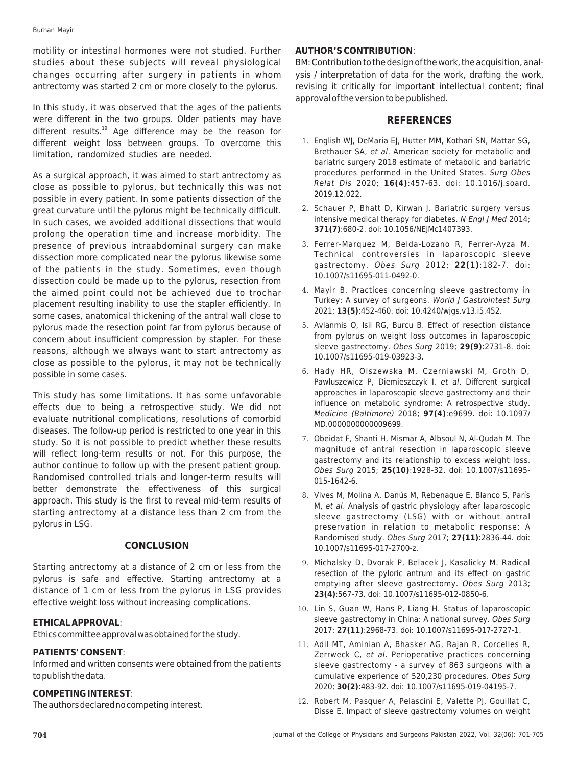motility or intestinal hormones were not studied. Further studies about these subjects will reveal physiological changes occurring after surgery in patients in whom antrectomy was started 2 cm or more closely to the pylorus.

In this study, it was observed that the ages of the patients were different in the two groups. Older patients may have different results.[19] Age difference may be the reason for different weight loss between groups. To overcome this limitation, randomized studies are needed.

As a surgical approach, it was aimed to start antrectomy as close as possible to pylorus, but technically this was not possible in every patient. In some patients dissection of the great curvature until the pylorus might be technically difficult. In such cases, we avoided additional dissections that would prolong the operation time and increase morbidity. The presence of previous intraabdominal surgery can make dissection more complicated near the pylorus likewise some of the patients in the study. Sometimes, even though dissection could be made up to the pylorus, resection from the aimed point could not be achieved due to trochar placement resulting inability to use the stapler efficiently. In some cases, anatomical thickening of the antral wall close to pylorus made the resection point far from pylorus because of concern about insufficient compression by stapler. For these reasons, although we always want to start antrectomy as close as possible to the pylorus, it may not be technically possible in some cases.

This study has some limitations. It has some unfavorable effects due to being a retrospective study. We did not evaluate nutritional complications, resolutions of comorbid diseases. The follow-up period is restricted to one year in this study. So it is not possible to predict whether these results will reflect long-term results or not. For this purpose, the author continue to follow up with the present patient group. Randomised controlled trials and longer-term results will better demonstrate the effectiveness of this surgical approach. This study is the first to reveal mid-term results of starting antrectomy at a distance less than 2 cm from the pylorus in LSG.

## CONCLUSION

Starting antrectomy at a distance of 2 cm or less from the pylorus is safe and effective. Starting antrectomy at a distance of 1 cm or less from the pylorus in LSG provides effective weight loss without increasing complications.

**ETHICAL APPROVAL**:
Ethics committee approval was obtained for the study.

**PATIENTS' CONSENT**:
Informed and written consents were obtained from the patients to publish the data.

**COMPETING INTEREST**:
The authors declared no competing interest.

**AUTHOR'S CONTRIBUTION**:
BM: Contribution to the design of the work, the acquisition, analysis / interpretation of data for the work, drafting the work, revising it critically for important intellectual content; final approval of the version to be published.

## REFERENCES

1. English WJ, DeMaria EJ, Hutter MM, Kothari SN, Mattar SG, Brethauer SA, *et al*. American society for metabolic and bariatric surgery 2018 estimate of metabolic and bariatric procedures performed in the United States. *Surg Obes Relat Dis* 2020; **16(4)**:457-63. doi: 10.1016/j.soard.2019.12.022.
2. Schauer P, Bhatt D, Kirwan J. Bariatric surgery versus intensive medical therapy for diabetes. *N Engl J Med* 2014; **371(7)**:680-2. doi: 10.1056/NEJMc1407393.
3. Ferrer-Marquez M, Belda-Lozano R, Ferrer-Ayza M. Technical controversies in laparoscopic sleeve gastrectomy. *Obes Surg* 2012; **22(1)**:182-7. doi: 10.1007/s11695-011-0492-0.
4. Mayir B. Practices concerning sleeve gastrectomy in Turkey: A survey of surgeons. *World J Gastrointest Surg* 2021; **13(5)**:452-460. doi: 10.4240/wjgs.v13.i5.452.
5. Avlanmis O, Isil RG, Burcu B. Effect of resection distance from pylorus on weight loss outcomes in laparoscopic sleeve gastrectomy. *Obes Surg* 2019; **29(9)**:2731-8. doi: 10.1007/s11695-019-03923-3.
6. Hady HR, Olszewska M, Czerniawski M, Groth D, Pawluszewicz P, Diemieszczyk I, *et al*. Different surgical approaches in laparoscopic sleeve gastrectomy and their influence on metabolic syndrome: A retrospective study. *Medicine (Baltimore)* 2018; **97(4)**:e9699. doi: 10.1097/MD.0000000000009699.
7. Obeidat F, Shanti H, Mismar A, Albsoul N, Al-Qudah M. The magnitude of antral resection in laparoscopic sleeve gastrectomy and its relationship to excess weight loss. *Obes Surg* 2015; **25(10)**:1928-32. doi: 10.1007/s11695-015-1642-6.
8. Vives M, Molina A, Danús M, Rebenaque E, Blanco S, París M, *et al*. Analysis of gastric physiology after laparoscopic sleeve gastrectomy (LSG) with or without antral preservation in relation to metabolic response: A Randomised study. *Obes Surg* 2017; **27(11)**:2836-44. doi: 10.1007/s11695-017-2700-z.
9. Michalsky D, Dvorak P, Belacek J, Kasalicky M. Radical resection of the pyloric antrum and its effect on gastric emptying after sleeve gastrectomy. *Obes Surg* 2013; **23(4)**:567-73. doi: 10.1007/s11695-012-0850-6.
10. Lin S, Guan W, Hans P, Liang H. Status of laparoscopic sleeve gastrectomy in China: A national survey. *Obes Surg* 2017; **27(11)**:2968-73. doi: 10.1007/s11695-017-2727-1.
11. Adil MT, Aminian A, Bhasker AG, Rajan R, Corcelles R, Zerrweck C, *et al*. Perioperative practices concerning sleeve gastrectomy - a survey of 863 surgeons with a cumulative experience of 520,230 procedures. *Obes Surg* 2020; **30(2)**:483-92. doi: 10.1007/s11695-019-04195-7.
12. Robert M, Pasquer A, Pelascini E, Valette PJ, Gouillat C, Disse E. Impact of sleeve gastrectomy volumes on weight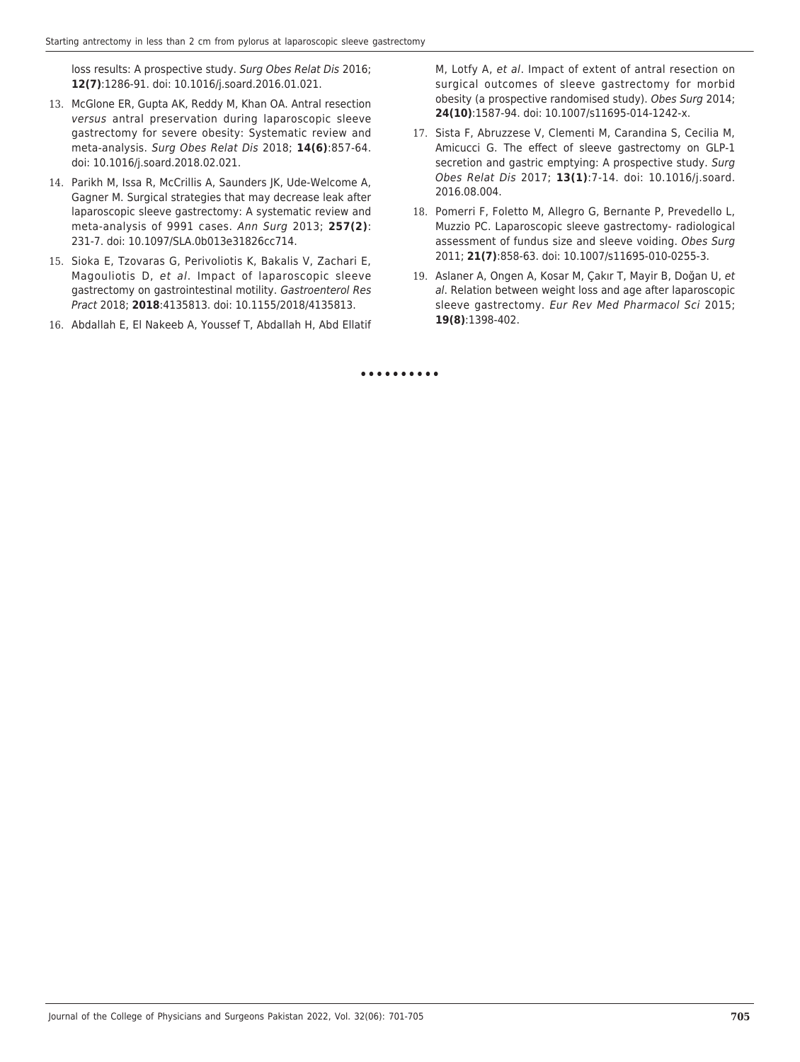loss results: A prospective study. *Surg Obes Relat Dis* 2016; **12(7)**:1286-91. doi: 10.1016/j.soard.2016.01.021.

13. McGlone ER, Gupta AK, Reddy M, Khan OA. Antral resection *versus* antral preservation during laparoscopic sleeve gastrectomy for severe obesity: Systematic review and meta-analysis. *Surg Obes Relat Dis* 2018; **14(6)**:857-64. doi: 10.1016/j.soard.2018.02.021.
14. Parikh M, Issa R, McCrillis A, Saunders JK, Ude-Welcome A, Gagner M. Surgical strategies that may decrease leak after laparoscopic sleeve gastrectomy: A systematic review and meta-analysis of 9991 cases. *Ann Surg* 2013; **257(2)**: 231-7. doi: 10.1097/SLA.0b013e31826cc714.
15. Sioka E, Tzovaras G, Perivoliotis K, Bakalis V, Zachari E, Magouliotis D, *et al*. Impact of laparoscopic sleeve gastrectomy on gastrointestinal motility. *Gastroenterol Res Pract* 2018; **2018**:4135813. doi: 10.1155/2018/4135813.
16. Abdallah E, El Nakeeb A, Youssef T, Abdallah H, Abd Ellatif M, Lotfy A, *et al*. Impact of extent of antral resection on surgical outcomes of sleeve gastrectomy for morbid obesity (a prospective randomised study). *Obes Surg* 2014; **24(10)**:1587-94. doi: 10.1007/s11695-014-1242-x.
17. Sista F, Abruzzese V, Clementi M, Carandina S, Cecilia M, Amicucci G. The effect of sleeve gastrectomy on GLP-1 secretion and gastric emptying: A prospective study. *Surg Obes Relat Dis* 2017; **13(1)**:7-14. doi: 10.1016/j.soard.2016.08.004.
18. Pomerri F, Foletto M, Allegro G, Bernante P, Prevedello L, Muzzio PC. Laparoscopic sleeve gastrectomy- radiological assessment of fundus size and sleeve voiding. *Obes Surg* 2011; **21(7)**:858-63. doi: 10.1007/s11695-010-0255-3.
19. Aslaner A, Ongen A, Kosar M, Çakır T, Mayir B, Doğan U, *et al*. Relation between weight loss and age after laparoscopic sleeve gastrectomy. *Eur Rev Med Pharmacol Sci* 2015; **19(8)**:1398-402.

••••••••••